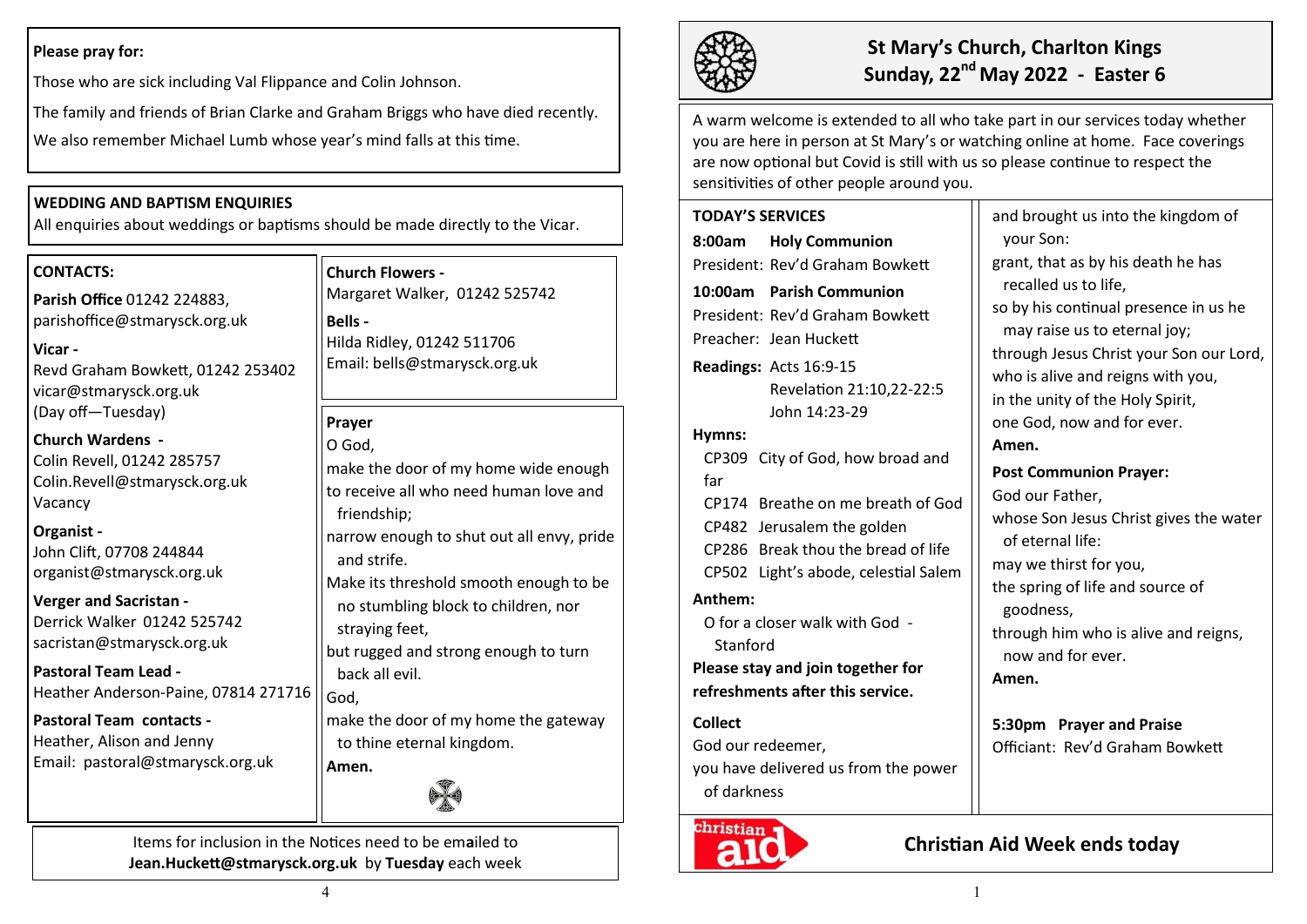**Please pray for:**

Those who are sick including Val Flippance and Colin Johnson.

The family and friends of Brian Clarke and Graham Briggs who have died recently.

We also remember Michael Lumb whose year's mind falls at this time.

**WEDDING AND BAPTISM ENQUIRIES**

All enquiries about weddings or baptisms should be made directly to the Vicar.

**CONTACTS:**

**Parish Office** 01242 224883, parishoffice@stmarysck.org.uk

**Vicar -**
Revd Graham Bowkett, 01242 253402
vicar@stmarysck.org.uk
(Day off—Tuesday)

**Church Wardens -**
Colin Revell, 01242 285757
Colin.Revell@stmarysck.org.uk
Vacancy

**Organist -**
John Clift, 07708 244844
organist@stmarysck.org.uk

**Verger and Sacristan -**
Derrick Walker 01242 525742
sacristan@stmarysck.org.uk

**Pastoral Team Lead -**
Heather Anderson-Paine, 07814 271716

**Pastoral Team contacts -**
Heather, Alison and Jenny
Email: pastoral@stmarysck.org.uk

**Church Flowers -**
Margaret Walker, 01242 525742

**Bells -**
Hilda Ridley, 01242 511706
Email: bells@stmarysck.org.uk

**Prayer**

O God,
make the door of my home wide enough
to receive all who need human love and friendship;
narrow enough to shut out all envy, pride and strife.
Make its threshold smooth enough to be no stumbling block to children, nor straying feet,
but rugged and strong enough to turn back all evil.
God,
make the door of my home the gateway to thine eternal kingdom.
**Amen.**

Items for inclusion in the Notices need to be emailed to **Jean.Huckett@stmarysck.org.uk** by **Tuesday** each week

# St Mary's Church, Charlton Kings
## Sunday, 22nd May 2022 - Easter 6

A warm welcome is extended to all who take part in our services today whether you are here in person at St Mary's or watching online at home. Face coverings are now optional but Covid is still with us so please continue to respect the sensitivities of other people around you.

**TODAY'S SERVICES**

**8:00am Holy Communion**
President: Rev'd Graham Bowkett

**10:00am Parish Communion**
President: Rev'd Graham Bowkett
Preacher: Jean Huckett

**Readings:** Acts 16:9-15
Revelation 21:10,22-22:5
John 14:23-29

**Hymns:**
- CP309 City of God, how broad and far
- CP174 Breathe on me breath of God
- CP482 Jerusalem the golden
- CP286 Break thou the bread of life
- CP502 Light's abode, celestial Salem

**Anthem:**
O for a closer walk with God - Stanford

**Please stay and join together for refreshments after this service.**

**Collect**

God our redeemer,
you have delivered us from the power of darkness
and brought us into the kingdom of your Son:
grant, that as by his death he has recalled us to life,
so by his continual presence in us he may raise us to eternal joy;
through Jesus Christ your Son our Lord,
who is alive and reigns with you,
in the unity of the Holy Spirit,
one God, now and for ever.
**Amen.**

**Post Communion Prayer:**

God our Father,
whose Son Jesus Christ gives the water of eternal life:
may we thirst for you,
the spring of life and source of goodness,
through him who is alive and reigns, now and for ever.
**Amen.**

**5:30pm Prayer and Praise**
Officiant: Rev'd Graham Bowkett

christian aid

## Christian Aid Week ends today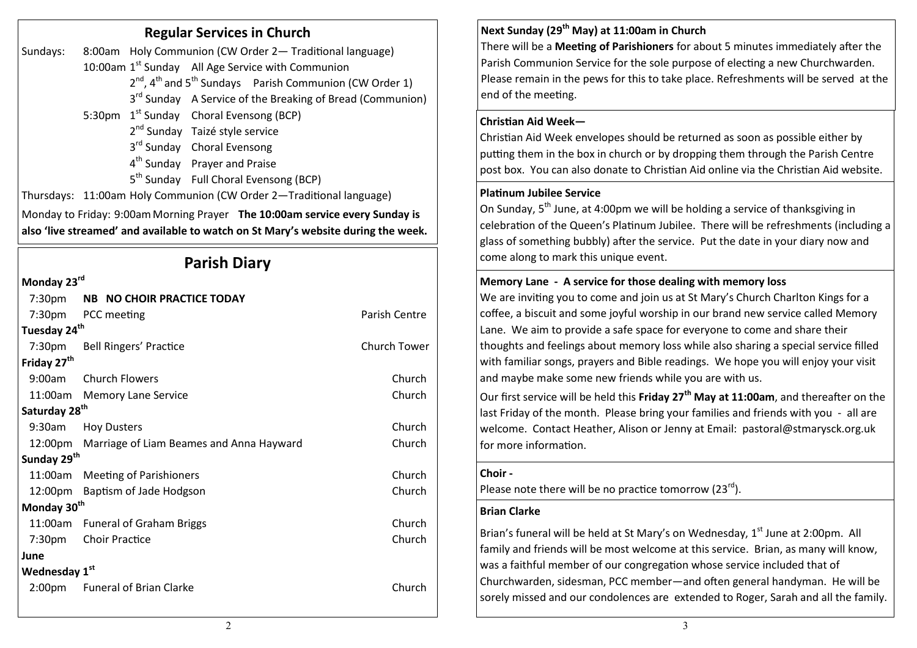## Regular Services in Church

**Sundays:**

- 8:00am Holy Communion (CW Order 2— Traditional language)
- 10:00am 1st Sunday All Age Service with Communion
  - 2nd, 4th and 5th Sundays Parish Communion (CW Order 1)
  - 3rd Sunday A Service of the Breaking of Bread (Communion)
- 5:30pm 1st Sunday Choral Evensong (BCP)
  - 2nd Sunday Taizé style service
  - 3rd Sunday Choral Evensong
  - 4th Sunday Prayer and Praise
  - 5th Sunday Full Choral Evensong (BCP)

**Thursdays:** 11:00am Holy Communion (CW Order 2—Traditional language)

Monday to Friday: 9:00am Morning Prayer **The 10:00am service every Sunday is also 'live streamed' and available to watch on St Mary's website during the week.**

## Parish Diary

**Monday 23rd**

| | | |
|---|---|---|
| 7:30pm | **NB NO CHOIR PRACTICE TODAY** | |
| 7:30pm | PCC meeting | Parish Centre |

**Tuesday 24th**

| | | |
|---|---|---|
| 7:30pm | Bell Ringers' Practice | Church Tower |

**Friday 27th**

| | | |
|---|---|---|
| 9:00am | Church Flowers | Church |
| 11:00am | Memory Lane Service | Church |

**Saturday 28th**

| | | |
|---|---|---|
| 9:30am | Hoy Dusters | Church |
| 12:00pm | Marriage of Liam Beames and Anna Hayward | Church |

**Sunday 29th**

| | | |
|---|---|---|
| 11:00am | Meeting of Parishioners | Church |
| 12:00pm | Baptism of Jade Hodgson | Church |

**Monday 30th**

| | | |
|---|---|---|
| 11:00am | Funeral of Graham Briggs | Church |
| 7:30pm | Choir Practice | Church |

**June**

**Wednesday 1st**

| | | |
|---|---|---|
| 2:00pm | Funeral of Brian Clarke | Church |

**Next Sunday (29th May) at 11:00am in Church**

There will be a **Meeting of Parishioners** for about 5 minutes immediately after the Parish Communion Service for the sole purpose of electing a new Churchwarden. Please remain in the pews for this to take place. Refreshments will be served at the end of the meeting.

**Christian Aid Week—**

Christian Aid Week envelopes should be returned as soon as possible either by putting them in the box in church or by dropping them through the Parish Centre post box. You can also donate to Christian Aid online via the Christian Aid website.

**Platinum Jubilee Service**

On Sunday, 5th June, at 4:00pm we will be holding a service of thanksgiving in celebration of the Queen's Platinum Jubilee. There will be refreshments (including a glass of something bubbly) after the service. Put the date in your diary now and come along to mark this unique event.

**Memory Lane - A service for those dealing with memory loss**

We are inviting you to come and join us at St Mary's Church Charlton Kings for a coffee, a biscuit and some joyful worship in our brand new service called Memory Lane. We aim to provide a safe space for everyone to come and share their thoughts and feelings about memory loss while also sharing a special service filled with familiar songs, prayers and Bible readings. We hope you will enjoy your visit and maybe make some new friends while you are with us.

Our first service will be held this **Friday 27th May at 11:00am**, and thereafter on the last Friday of the month. Please bring your families and friends with you - all are welcome. Contact Heather, Alison or Jenny at Email: pastoral@stmarysck.org.uk for more information.

**Choir -**

Please note there will be no practice tomorrow (23rd).

**Brian Clarke**

Brian's funeral will be held at St Mary's on Wednesday, 1st June at 2:00pm. All family and friends will be most welcome at this service. Brian, as many will know, was a faithful member of our congregation whose service included that of Churchwarden, sidesman, PCC member—and often general handyman. He will be sorely missed and our condolences are extended to Roger, Sarah and all the family.